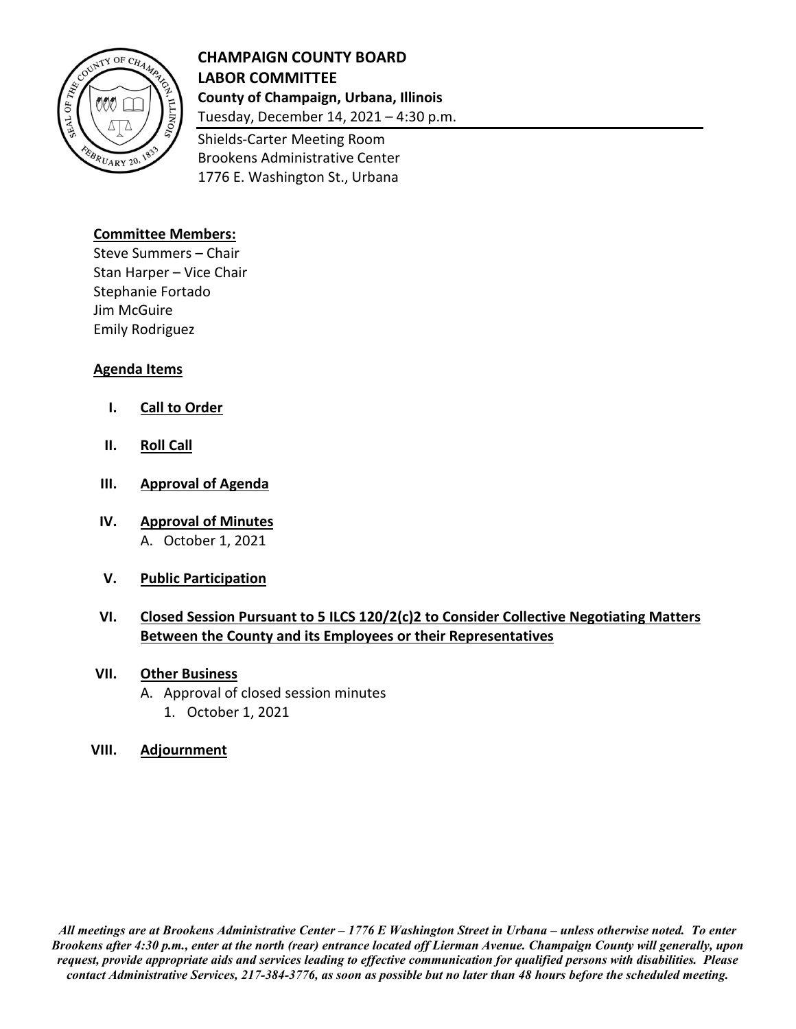**CHAMPAIGN COUNTY BOARD**
**LABOR COMMITTEE**
**County of Champaign, Urbana, Illinois**
Tuesday, December 14, 2021 – 4:30 p.m.

Shields-Carter Meeting Room
Brookens Administrative Center
1776 E. Washington St., Urbana

**Committee Members:**

Steve Summers – Chair
Stan Harper – Vice Chair
Stephanie Fortado
Jim McGuire
Emily Rodriguez

**Agenda Items**

I. **Call to Order**

II. **Roll Call**

III. **Approval of Agenda**

IV. **Approval of Minutes**
   A. October 1, 2021

V. **Public Participation**

VI. **Closed Session Pursuant to 5 ILCS 120/2(c)2 to Consider Collective Negotiating Matters Between the County and its Employees or their Representatives**

VII. **Other Business**
   A. Approval of closed session minutes
      1. October 1, 2021

VIII. **Adjournment**

***All meetings are at Brookens Administrative Center – 1776 E Washington Street in Urbana – unless otherwise noted. To enter Brookens after 4:30 p.m., enter at the north (rear) entrance located off Lierman Avenue. Champaign County will generally, upon request, provide appropriate aids and services leading to effective communication for qualified persons with disabilities. Please contact Administrative Services, 217-384-3776, as soon as possible but no later than 48 hours before the scheduled meeting.***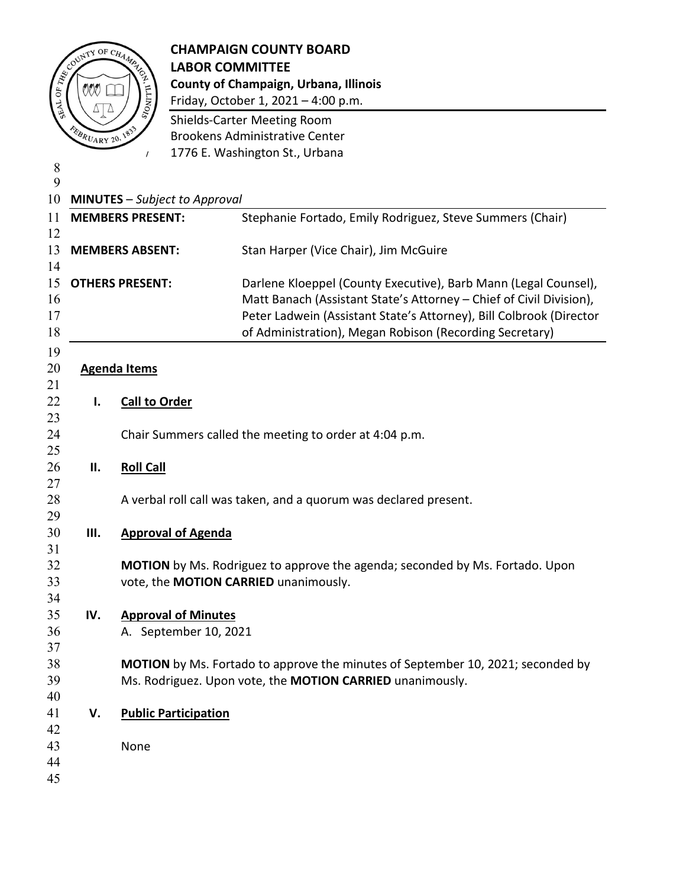**CHAMPAIGN COUNTY BOARD**
**LABOR COMMITTEE**
**County of Champaign, Urbana, Illinois**
Friday, October 1, 2021 – 4:00 p.m.

Shields-Carter Meeting Room
Brookens Administrative Center
1776 E. Washington St., Urbana

**MINUTES** – *Subject to Approval*

| | |
|---|---|
| **MEMBERS PRESENT:** | Stephanie Fortado, Emily Rodriguez, Steve Summers (Chair) |
| **MEMBERS ABSENT:** | Stan Harper (Vice Chair), Jim McGuire |
| **OTHERS PRESENT:** | Darlene Kloeppel (County Executive), Barb Mann (Legal Counsel), Matt Banach (Assistant State's Attorney – Chief of Civil Division), Peter Ladwein (Assistant State's Attorney), Bill Colbrook (Director of Administration), Megan Robison (Recording Secretary) |

**Agenda Items**

**I. Call to Order**

Chair Summers called the meeting to order at 4:04 p.m.

**II. Roll Call**

A verbal roll call was taken, and a quorum was declared present.

**III. Approval of Agenda**

**MOTION** by Ms. Rodriguez to approve the agenda; seconded by Ms. Fortado. Upon vote, the **MOTION CARRIED** unanimously.

**IV. Approval of Minutes**

A. September 10, 2021

**MOTION** by Ms. Fortado to approve the minutes of September 10, 2021; seconded by Ms. Rodriguez. Upon vote, the **MOTION CARRIED** unanimously.

**V. Public Participation**

None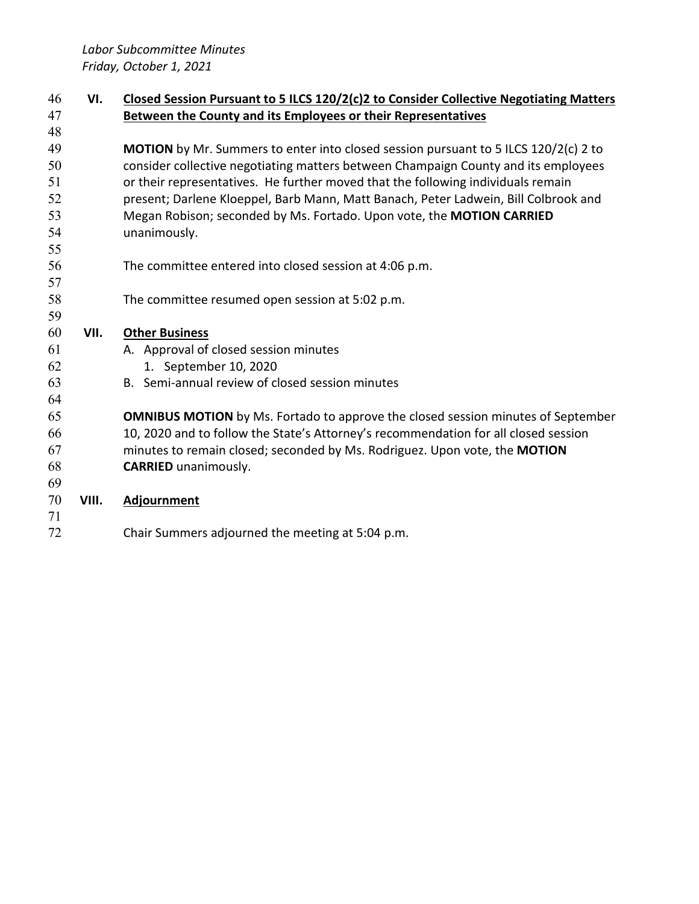## VI. Closed Session Pursuant to 5 ILCS 120/2(c)2 to Consider Collective Negotiating Matters Between the County and its Employees or their Representatives

**MOTION** by Mr. Summers to enter into closed session pursuant to 5 ILCS 120/2(c) 2 to consider collective negotiating matters between Champaign County and its employees or their representatives. He further moved that the following individuals remain present; Darlene Kloeppel, Barb Mann, Matt Banach, Peter Ladwein, Bill Colbrook and Megan Robison; seconded by Ms. Fortado. Upon vote, the **MOTION CARRIED** unanimously.

The committee entered into closed session at 4:06 p.m.

The committee resumed open session at 5:02 p.m.

## VII. Other Business

A. Approval of closed session minutes
   1. September 10, 2020
B. Semi-annual review of closed session minutes

**OMNIBUS MOTION** by Ms. Fortado to approve the closed session minutes of September 10, 2020 and to follow the State's Attorney's recommendation for all closed session minutes to remain closed; seconded by Ms. Rodriguez. Upon vote, the **MOTION CARRIED** unanimously.

## VIII. Adjournment

Chair Summers adjourned the meeting at 5:04 p.m.